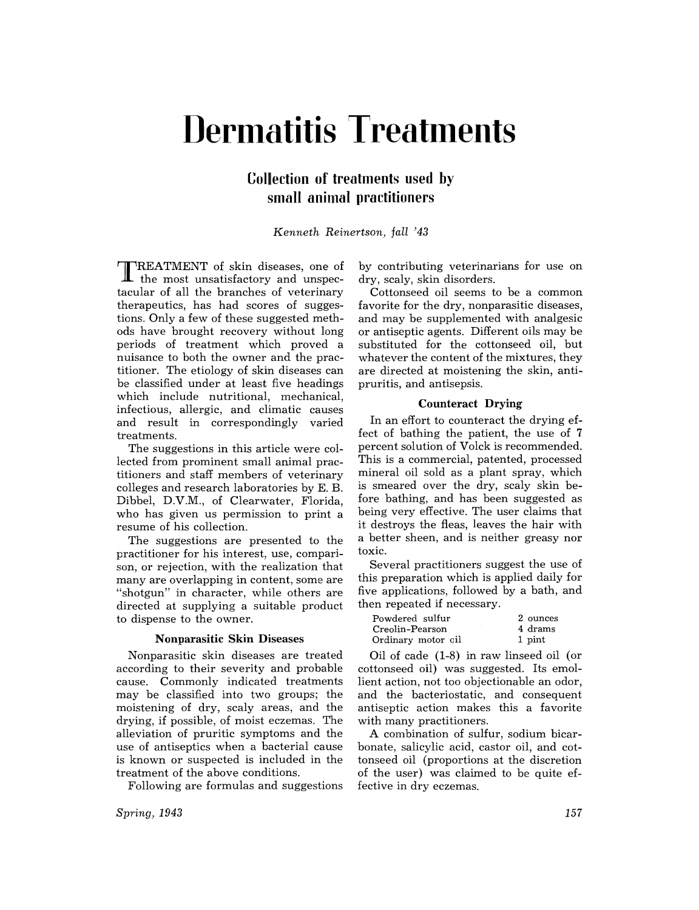# Dermatitis Treatments

## Collection of treatments used by small animal practitioners

*Kenneth Reinertson, fall '43*

TREATMENT of skin diseases, one of the most unsatisfactory and unspectacular of all the branches of veterinary therapeutics, has had scores of suggestions. Only a few of these suggested methods have brought recovery without long periods of treatment which proved a nuisance to both the owner and the practitioner. The etiology of skin diseases can be classified under at least five headings which include nutritional, mechanical, infectious, allergic, and climatic causes and result in correspondingly varied treatments.

The suggestions in this article were collected from prominent small animal practitioners and staff members of veterinary colleges and research laboratories by E. B. Dibbel, D.V.M., of Clearwater, Florida, who has given us permission to print a resume of his collection.

The suggestions are presented to the practitioner for his interest, use, comparison, or rejection, with the realization that many are overlapping in content, some are "shotgun" in character, while others are directed at supplying a suitable product to dispense to the owner.

### Nonparasitic Skin Diseases

Nonparasitic skin diseases are treated according to their severity and probable cause. Commonly indicated treatments may be classified into two groups; the moistening of dry, scaly areas, and the drying, if possible, of moist eczemas. The alleviation of pruritic symptoms and the use of antiseptics when a bacterial cause is known or suspected is included in the treatment of the above conditions.

Following are formulas and suggestions by contributing veterinarians for use on dry, scaly, skin disorders.

Cottonseed oil seems to be a common favorite for the dry, nonparasitic diseases, and may be supplemented with analgesic or antiseptic agents. Different oils may be substituted for the cottonseed oil, but whatever the content of the mixtures, they are directed at moistening the skin, antipruritis, and antisepsis.

### Counteract Drying

In an effort to counteract the drying effect of bathing the patient, the use of 7 percent solution of Volck is recommended. This is a commercial, patented, processed mineral oil sold as a plant spray, which is smeared over the dry, scaly skin before bathing, and has been suggested as being very effective. The user claims that it destroys the fleas, leaves the hair with a better sheen, and is neither greasy nor toxic.

Several practitioners suggest the use of this preparation which is applied daily for five applications, followed by a bath, and then repeated if necessary.

| | |
|---|---|
| Powdered sulfur | 2 ounces |
| Creolin-Pearson | 4 drams |
| Ordinary motor oil | 1 pint |

Oil of cade (1-8) in raw linseed oil (or cottonseed oil) was suggested. Its emollient action, not too objectionable an odor, and the bacteriostatic, and consequent antiseptic action makes this a favorite with many practitioners.

A combination of sulfur, sodium bicarbonate, salicylic acid, castor oil, and cottonseed oil (proportions at the discretion of the user) was claimed to be quite effective in dry eczemas.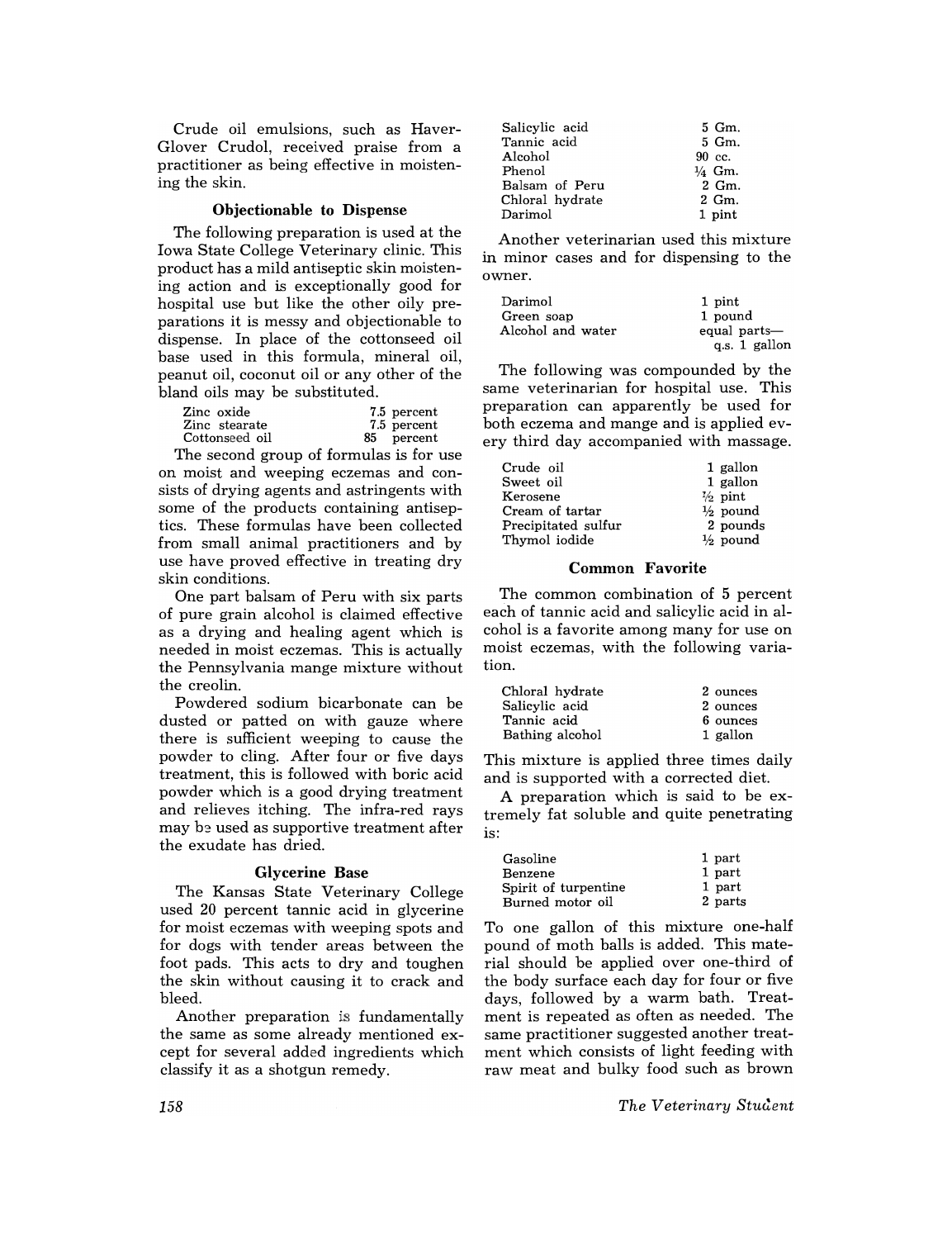Crude oil emulsions, such as Haver-Glover Crudol, received praise from a practitioner as being effective in moistening the skin.

### Objectionable to Dispense

The following preparation is used at the Iowa State College Veterinary clinic. This product has a mild antiseptic skin moistening action and is exceptionally good for hospital use but like the other oily preparations it is messy and objectionable to dispense. In place of the cottonseed oil base used in this formula, mineral oil, peanut oil, coconut oil or any other of the bland oils may be substituted.

| | |
|---|---|
| Zinc oxide | 7.5 percent |
| Zinc stearate | 7.5 percent |
| Cottonseed oil | 85 percent |

The second group of formulas is for use on moist and weeping eczemas and consists of drying agents and astringents with some of the products containing antiseptics. These formulas have been collected from small animal practitioners and by use have proved effective in treating dry skin conditions.

One part balsam of Peru with six parts of pure grain alcohol is claimed effective as a drying and healing agent which is needed in moist eczemas. This is actually the Pennsylvania mange mixture without the creolin.

Powdered sodium bicarbonate can be dusted or patted on with gauze where there is sufficient weeping to cause the powder to cling. After four or five days treatment, this is followed with boric acid powder which is a good drying treatment and relieves itching. The infra-red rays may be used as supportive treatment after the exudate has dried.

### Glycerine Base

The Kansas State Veterinary College used 20 percent tannic acid in glycerine for moist eczemas with weeping spots and for dogs with tender areas between the foot pads. This acts to dry and toughen the skin without causing it to crack and bleed.

Another preparation is fundamentally the same as some already mentioned except for several added ingredients which classify it as a shotgun remedy.

| | |
|---|---|
| Salicylic acid | 5 Gm. |
| Tannic acid | 5 Gm. |
| Alcohol | 90 cc. |
| Phenol | ¼ Gm. |
| Balsam of Peru | 2 Gm. |
| Chloral hydrate | 2 Gm. |
| Darimol | 1 pint |

Another veterinarian used this mixture in minor cases and for dispensing to the owner.

| | |
|---|---|
| Darimol | 1 pint |
| Green soap | 1 pound |
| Alcohol and water | equal parts— q.s. 1 gallon |

The following was compounded by the same veterinarian for hospital use. This preparation can apparently be used for both eczema and mange and is applied every third day accompanied with massage.

| | |
|---|---|
| Crude oil | 1 gallon |
| Sweet oil | 1 gallon |
| Kerosene | ½ pint |
| Cream of tartar | ½ pound |
| Precipitated sulfur | 2 pounds |
| Thymol iodide | ½ pound |

### Common Favorite

The common combination of 5 percent each of tannic acid and salicylic acid in alcohol is a favorite among many for use on moist eczemas, with the following variation.

| | |
|---|---|
| Chloral hydrate | 2 ounces |
| Salicylic acid | 2 ounces |
| Tannic acid | 6 ounces |
| Bathing alcohol | 1 gallon |

This mixture is applied three times daily and is supported with a corrected diet.

A preparation which is said to be extremely fat soluble and quite penetrating is:

| | |
|---|---|
| Gasoline | 1 part |
| Benzene | 1 part |
| Spirit of turpentine | 1 part |
| Burned motor oil | 2 parts |

To one gallon of this mixture one-half pound of moth balls is added. This material should be applied over one-third of the body surface each day for four or five days, followed by a warm bath. Treatment is repeated as often as needed. The same practitioner suggested another treatment which consists of light feeding with raw meat and bulky food such as brown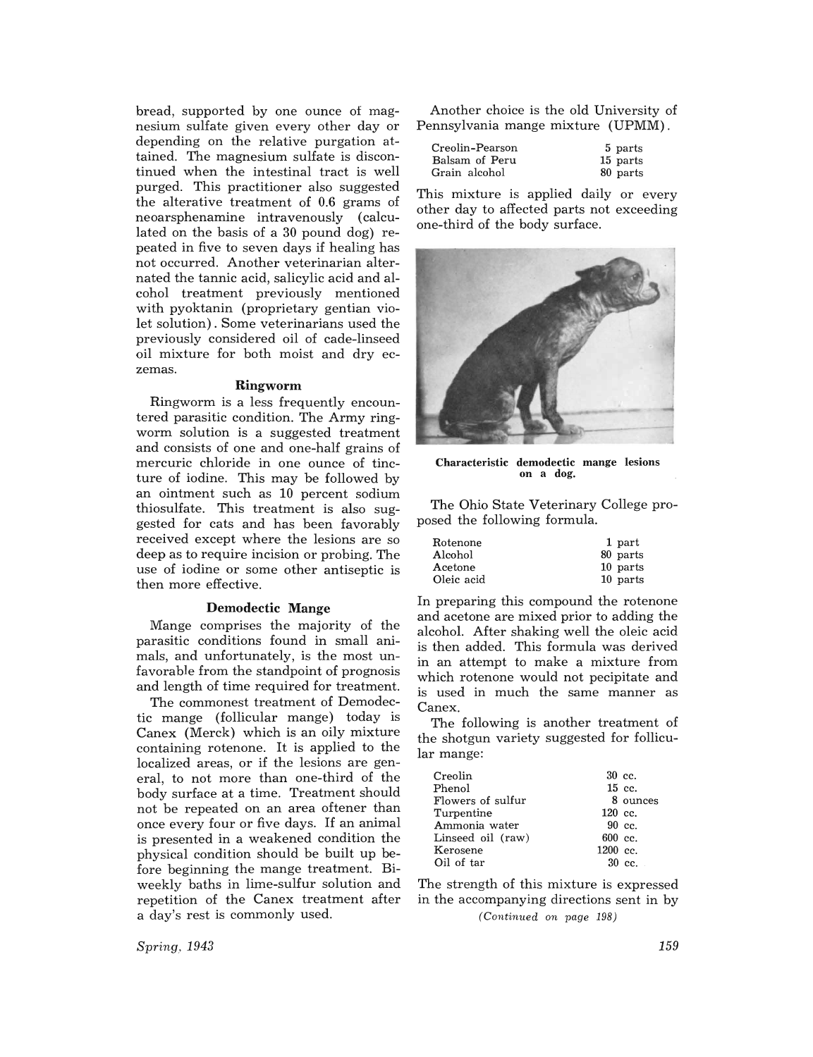bread, supported by one ounce of magnesium sulfate given every other day or depending on the relative purgation attained. The magnesium sulfate is discontinued when the intestinal tract is well purged. This practitioner also suggested the alterative treatment of 0.6 grams of neoarsphenamine intravenously (calculated on the basis of a 30 pound dog) repeated in five to seven days if healing has not occurred. Another veterinarian alternated the tannic acid, salicylic acid and alcohol treatment previously mentioned with pyoktanin (proprietary gentian violet solution). Some veterinarians used the previously considered oil of cade-linseed oil mixture for both moist and dry eczemas.

### Ringworm

Ringworm is a less frequently encountered parasitic condition. The Army ringworm solution is a suggested treatment and consists of one and one-half grains of mercuric chloride in one ounce of tincture of iodine. This may be followed by an ointment such as 10 percent sodium thiosulfate. This treatment is also suggested for cats and has been favorably received except where the lesions are so deep as to require incision or probing. The use of iodine or some other antiseptic is then more effective.

### Demodectic Mange

Mange comprises the majority of the parasitic conditions found in small animals, and unfortunately, is the most unfavorable from the standpoint of prognosis and length of time required for treatment.

The commonest treatment of Demodectic mange (follicular mange) today is Canex (Merck) which is an oily mixture containing rotenone. It is applied to the localized areas, or if the lesions are general, to not more than one-third of the body surface at a time. Treatment should not be repeated on an area oftener than once every four or five days. If an animal is presented in a weakened condition the physical condition should be built up before beginning the mange treatment. Biweekly baths in lime-sulfur solution and repetition of the Canex treatment after a day's rest is commonly used.

Another choice is the old University of Pennsylvania mange mixture (UPMM).

| | |
|---|---|
| Creolin-Pearson | 5 parts |
| Balsam of Peru | 15 parts |
| Grain alcohol | 80 parts |

This mixture is applied daily or every other day to affected parts not exceeding one-third of the body surface.

**Characteristic demodectic mange lesions on a dog.**

The Ohio State Veterinary College proposed the following formula.

| | |
|---|---|
| Rotenone | 1 part |
| Alcohol | 80 parts |
| Acetone | 10 parts |
| Oleic acid | 10 parts |

In preparing this compound the rotenone and acetone are mixed prior to adding the alcohol. After shaking well the oleic acid is then added. This formula was derived in an attempt to make a mixture from which rotenone would not pecipitate and is used in much the same manner as Canex.

The following is another treatment of the shotgun variety suggested for follicular mange:

| | |
|---|---|
| Creolin | 30 cc. |
| Phenol | 15 cc. |
| Flowers of sulfur | 8 ounces |
| Turpentine | 120 cc. |
| Ammonia water | 90 cc. |
| Linseed oil (raw) | 600 cc. |
| Kerosene | 1200 cc. |
| Oil of tar | 30 cc. |

The strength of this mixture is expressed in the accompanying directions sent in by

*(Continued on page 198)*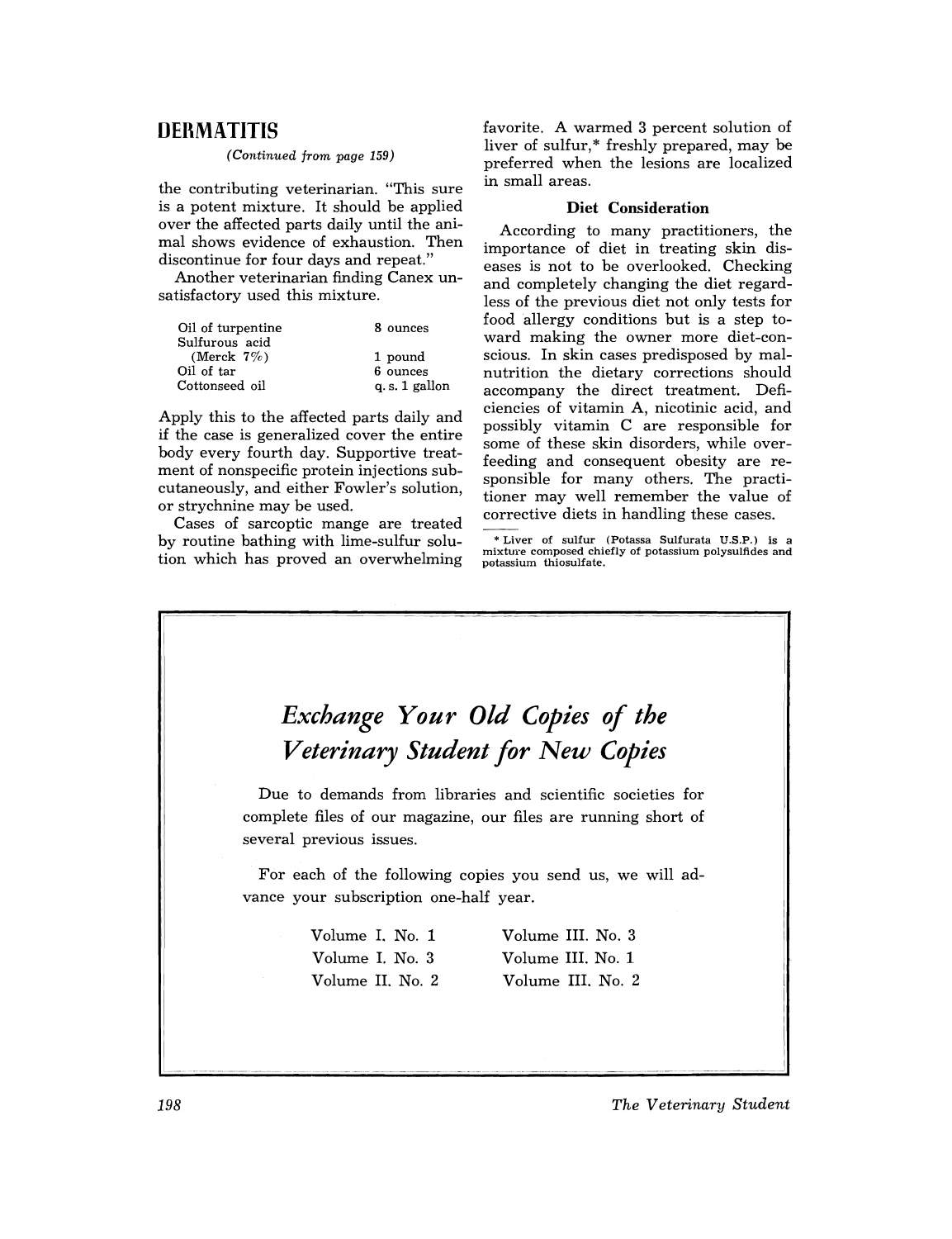## DERMATITIS

*(Continued from page 159)*

the contributing veterinarian. "This sure is a potent mixture. It should be applied over the affected parts daily until the animal shows evidence of exhaustion. Then discontinue for four days and repeat."

Another veterinarian finding Canex unsatisfactory used this mixture.

| | |
|---|---|
| Oil of turpentine | 8 ounces |
| Sulfurous acid (Merck 7%) | 1 pound |
| Oil of tar | 6 ounces |
| Cottonseed oil | q. s. 1 gallon |

Apply this to the affected parts daily and if the case is generalized cover the entire body every fourth day. Supportive treatment of nonspecific protein injections subcutaneously, and either Fowler's solution, or strychnine may be used.

Cases of sarcoptic mange are treated by routine bathing with lime-sulfur solution which has proved an overwhelming favorite. A warmed 3 percent solution of liver of sulfur,* freshly prepared, may be preferred when the lesions are localized in small areas.

### Diet Consideration

According to many practitioners, the importance of diet in treating skin diseases is not to be overlooked. Checking and completely changing the diet regardless of the previous diet not only tests for food allergy conditions but is a step toward making the owner more diet-conscious. In skin cases predisposed by malnutrition the dietary corrections should accompany the direct treatment. Deficiencies of vitamin A, nicotinic acid, and possibly vitamin C are responsible for some of these skin disorders, while overfeeding and consequent obesity are responsible for many others. The practitioner may well remember the value of corrective diets in handling these cases.

\* Liver of sulfur (Potassa Sulfurata U.S.P.) is a mixture composed chiefly of potassium polysulfides and potassium thiosulfate.

---

## *Exchange Your Old Copies of the Veterinary Student for New Copies*

Due to demands from libraries and scientific societies for complete files of our magazine, our files are running short of several previous issues.

For each of the following copies you send us, we will advance your subscription one-half year.

| | |
|---|---|
| Volume I. No. 1 | Volume III. No. 3 |
| Volume I. No. 3 | Volume III. No. 1 |
| Volume II. No. 2 | Volume III. No. 2 |